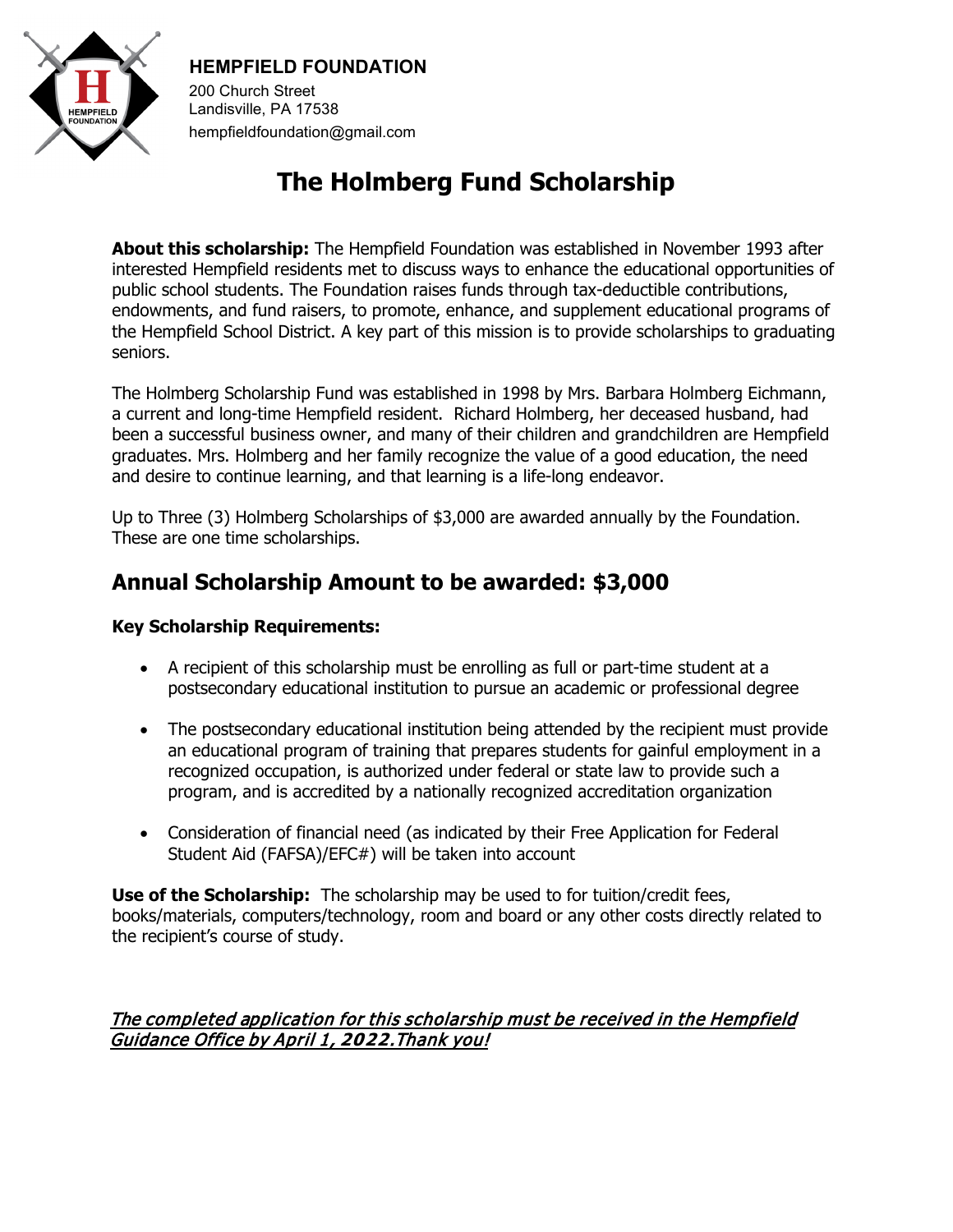**HEMPFIELD FOUNDATION**

200 Church Street
Landisville, PA 17538
hempfieldfoundation@gmail.com

# The Holmberg Fund Scholarship

**About this scholarship:** The Hempfield Foundation was established in November 1993 after interested Hempfield residents met to discuss ways to enhance the educational opportunities of public school students. The Foundation raises funds through tax-deductible contributions, endowments, and fund raisers, to promote, enhance, and supplement educational programs of the Hempfield School District. A key part of this mission is to provide scholarships to graduating seniors.

The Holmberg Scholarship Fund was established in 1998 by Mrs. Barbara Holmberg Eichmann, a current and long-time Hempfield resident. Richard Holmberg, her deceased husband, had been a successful business owner, and many of their children and grandchildren are Hempfield graduates. Mrs. Holmberg and her family recognize the value of a good education, the need and desire to continue learning, and that learning is a life-long endeavor.

Up to Three (3) Holmberg Scholarships of $3,000 are awarded annually by the Foundation. These are one time scholarships.

## Annual Scholarship Amount to be awarded: $3,000

**Key Scholarship Requirements:**

- A recipient of this scholarship must be enrolling as full or part-time student at a postsecondary educational institution to pursue an academic or professional degree
- The postsecondary educational institution being attended by the recipient must provide an educational program of training that prepares students for gainful employment in a recognized occupation, is authorized under federal or state law to provide such a program, and is accredited by a nationally recognized accreditation organization
- Consideration of financial need (as indicated by their Free Application for Federal Student Aid (FAFSA)/EFC#) will be taken into account

**Use of the Scholarship:** The scholarship may be used to for tuition/credit fees, books/materials, computers/technology, room and board or any other costs directly related to the recipient's course of study.

***The completed application for this scholarship must be received in the Hempfield Guidance Office by April 1, 2022.Thank you!***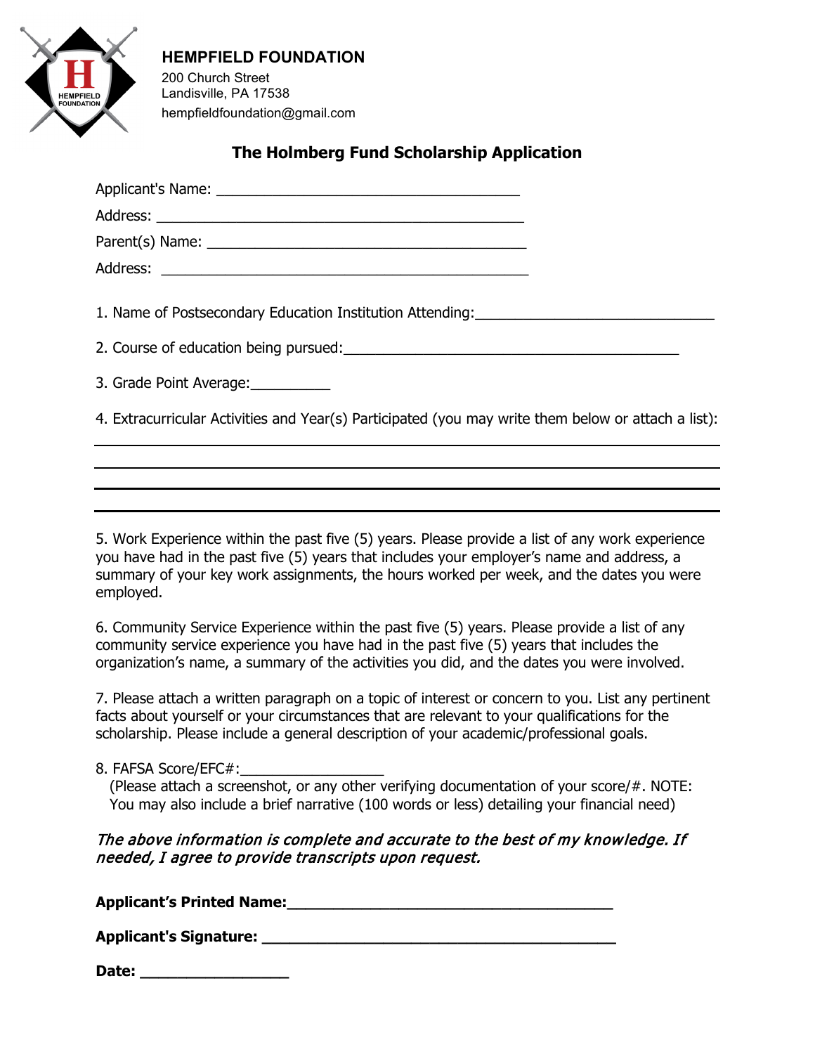**HEMPFIELD FOUNDATION**
200 Church Street
Landisville, PA 17538
hempfieldfoundation@gmail.com

## The Holmberg Fund Scholarship Application

Applicant's Name: ____________________________________

Address: ____________________________________________

Parent(s) Name: _______________________________________

Address: ____________________________________________

1. Name of Postsecondary Education Institution Attending:_____________________________

2. Course of education being pursued:__________________________________________

3. Grade Point Average:__________

4. Extracurricular Activities and Year(s) Participated (you may write them below or attach a list):

_______________________________________________________________________________

_______________________________________________________________________________

_______________________________________________________________________________

_______________________________________________________________________________

5. Work Experience within the past five (5) years. Please provide a list of any work experience you have had in the past five (5) years that includes your employer's name and address, a summary of your key work assignments, the hours worked per week, and the dates you were employed.

6. Community Service Experience within the past five (5) years. Please provide a list of any community service experience you have had in the past five (5) years that includes the organization's name, a summary of the activities you did, and the dates you were involved.

7. Please attach a written paragraph on a topic of interest or concern to you. List any pertinent facts about yourself or your circumstances that are relevant to your qualifications for the scholarship. Please include a general description of your academic/professional goals.

8. FAFSA Score/EFC#:_________________
   (Please attach a screenshot, or any other verifying documentation of your score/#. NOTE: You may also include a brief narrative (100 words or less) detailing your financial need)

*The above information is complete and accurate to the best of my knowledge. If needed, I agree to provide transcripts upon request.*

**Applicant's Printed Name:____________________________________**

**Applicant's Signature: ______________________________________**

**Date: _________________**